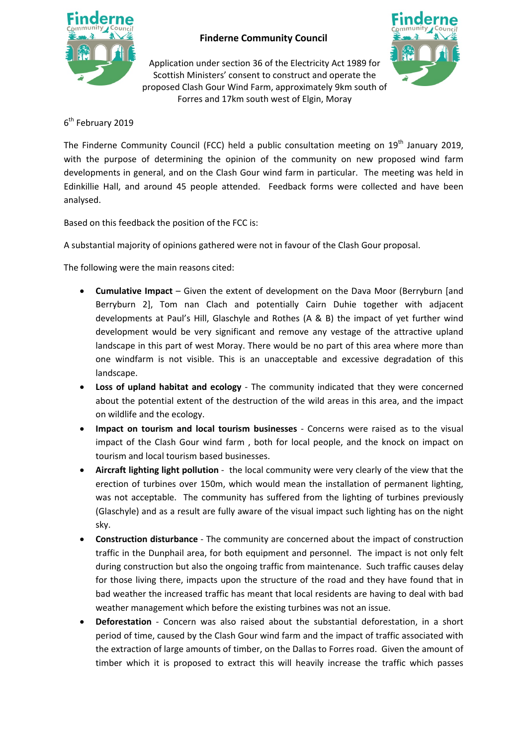# Finderne Community Council

Application under section 36 of the Electricity Act 1989 for Scottish Ministers' consent to construct and operate the proposed Clash Gour Wind Farm, approximately 9km south of Forres and 17km south west of Elgin, Moray

6th February 2019

The Finderne Community Council (FCC) held a public consultation meeting on 19th January 2019, with the purpose of determining the opinion of the community on new proposed wind farm developments in general, and on the Clash Gour wind farm in particular. The meeting was held in Edinkillie Hall, and around 45 people attended. Feedback forms were collected and have been analysed.

Based on this feedback the position of the FCC is:

A substantial majority of opinions gathered were not in favour of the Clash Gour proposal.

The following were the main reasons cited:

- **Cumulative Impact** – Given the extent of development on the Dava Moor (Berryburn [and Berryburn 2], Tom nan Clach and potentially Cairn Duhie together with adjacent developments at Paul's Hill, Glaschyle and Rothes (A & B) the impact of yet further wind development would be very significant and remove any vestage of the attractive upland landscape in this part of west Moray. There would be no part of this area where more than one windfarm is not visible. This is an unacceptable and excessive degradation of this landscape.
- **Loss of upland habitat and ecology** - The community indicated that they were concerned about the potential extent of the destruction of the wild areas in this area, and the impact on wildlife and the ecology.
- **Impact on tourism and local tourism businesses** - Concerns were raised as to the visual impact of the Clash Gour wind farm , both for local people, and the knock on impact on tourism and local tourism based businesses.
- **Aircraft lighting light pollution** - the local community were very clearly of the view that the erection of turbines over 150m, which would mean the installation of permanent lighting, was not acceptable. The community has suffered from the lighting of turbines previously (Glaschyle) and as a result are fully aware of the visual impact such lighting has on the night sky.
- **Construction disturbance** - The community are concerned about the impact of construction traffic in the Dunphail area, for both equipment and personnel. The impact is not only felt during construction but also the ongoing traffic from maintenance. Such traffic causes delay for those living there, impacts upon the structure of the road and they have found that in bad weather the increased traffic has meant that local residents are having to deal with bad weather management which before the existing turbines was not an issue.
- **Deforestation** - Concern was also raised about the substantial deforestation, in a short period of time, caused by the Clash Gour wind farm and the impact of traffic associated with the extraction of large amounts of timber, on the Dallas to Forres road. Given the amount of timber which it is proposed to extract this will heavily increase the traffic which passes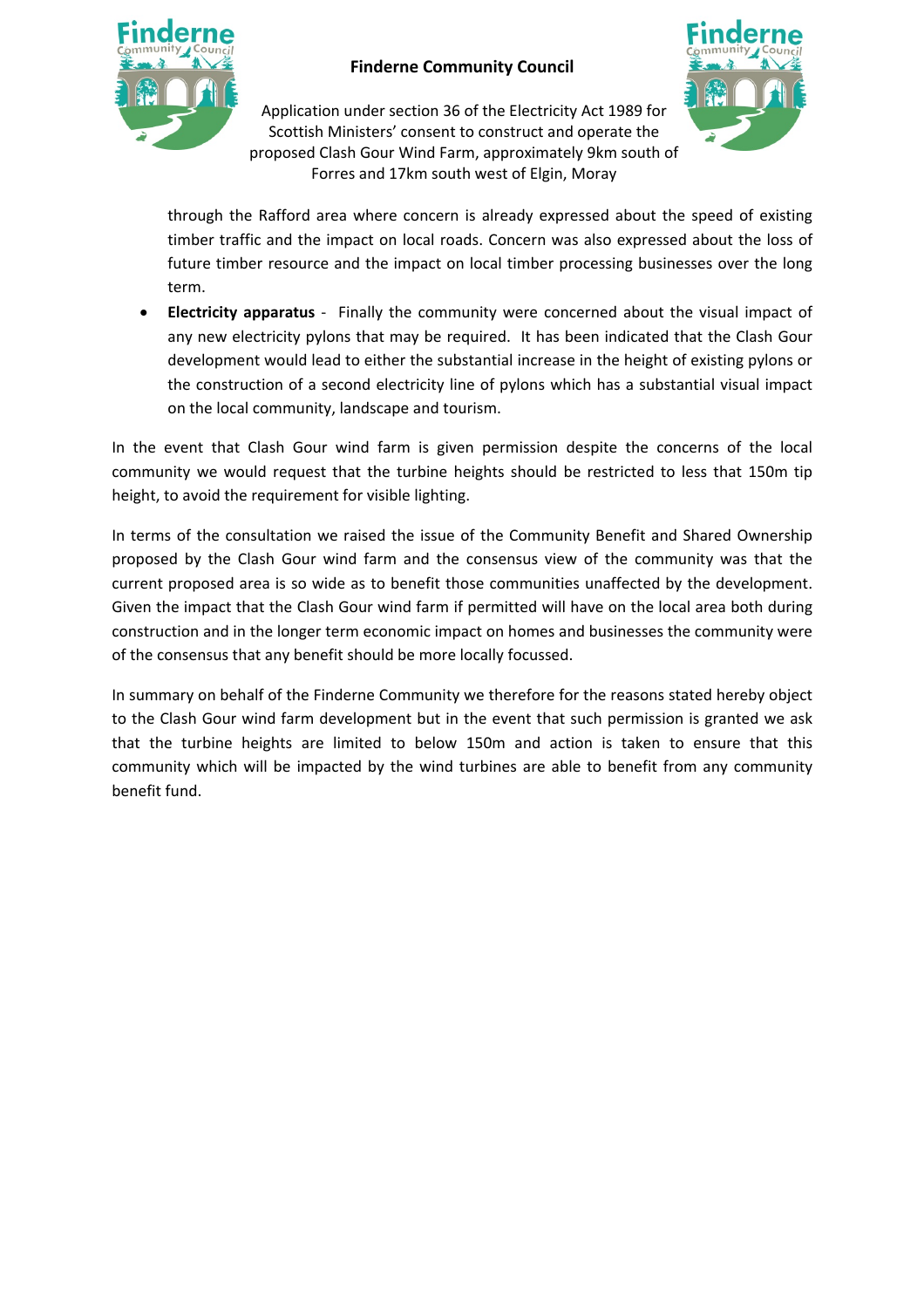through the Rafford area where concern is already expressed about the speed of existing timber traffic and the impact on local roads. Concern was also expressed about the loss of future timber resource and the impact on local timber processing businesses over the long term.

- **Electricity apparatus** - Finally the community were concerned about the visual impact of any new electricity pylons that may be required. It has been indicated that the Clash Gour development would lead to either the substantial increase in the height of existing pylons or the construction of a second electricity line of pylons which has a substantial visual impact on the local community, landscape and tourism.

In the event that Clash Gour wind farm is given permission despite the concerns of the local community we would request that the turbine heights should be restricted to less that 150m tip height, to avoid the requirement for visible lighting.

In terms of the consultation we raised the issue of the Community Benefit and Shared Ownership proposed by the Clash Gour wind farm and the consensus view of the community was that the current proposed area is so wide as to benefit those communities unaffected by the development. Given the impact that the Clash Gour wind farm if permitted will have on the local area both during construction and in the longer term economic impact on homes and businesses the community were of the consensus that any benefit should be more locally focussed.

In summary on behalf of the Finderne Community we therefore for the reasons stated hereby object to the Clash Gour wind farm development but in the event that such permission is granted we ask that the turbine heights are limited to below 150m and action is taken to ensure that this community which will be impacted by the wind turbines are able to benefit from any community benefit fund.